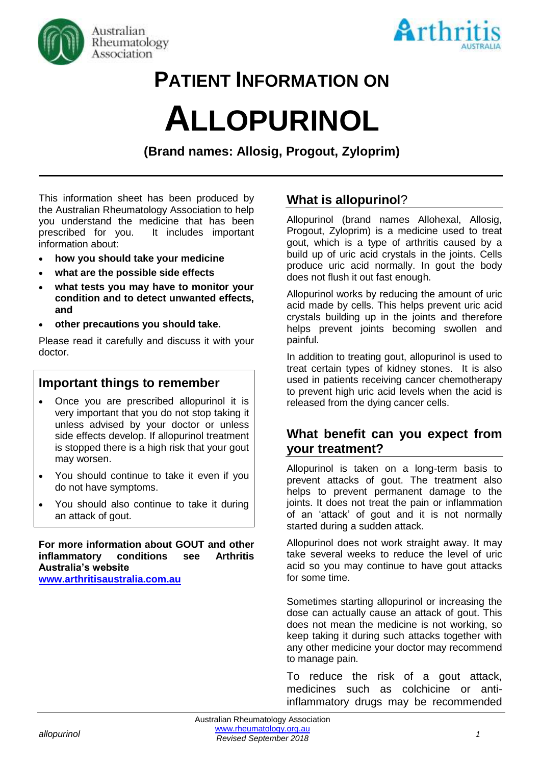# PATIENT INFORMATION ON

# ALLOPURINOL

**(Brand names: Allosig, Progout, Zyloprim)**

This information sheet has been produced by the Australian Rheumatology Association to help you understand the medicine that has been prescribed for you. It includes important information about:

- **how you should take your medicine**
- **what are the possible side effects**
- **what tests you may have to monitor your condition and to detect unwanted effects, and**
- **other precautions you should take.**

Please read it carefully and discuss it with your doctor.

## Important things to remember

- Once you are prescribed allopurinol it is very important that you do not stop taking it unless advised by your doctor or unless side effects develop. If allopurinol treatment is stopped there is a high risk that your gout may worsen.
- You should continue to take it even if you do not have symptoms.
- You should also continue to take it during an attack of gout.

**For more information about GOUT and other inflammatory conditions see Arthritis Australia's website** **www.arthritisaustralia.com.au**

## What is allopurinol?

Allopurinol (brand names Allohexal, Allosig, Progout, Zyloprim) is a medicine used to treat gout, which is a type of arthritis caused by a build up of uric acid crystals in the joints. Cells produce uric acid normally. In gout the body does not flush it out fast enough.

Allopurinol works by reducing the amount of uric acid made by cells. This helps prevent uric acid crystals building up in the joints and therefore helps prevent joints becoming swollen and painful.

In addition to treating gout, allopurinol is used to treat certain types of kidney stones. It is also used in patients receiving cancer chemotherapy to prevent high uric acid levels when the acid is released from the dying cancer cells.

## What benefit can you expect from your treatment?

Allopurinol is taken on a long-term basis to prevent attacks of gout. The treatment also helps to prevent permanent damage to the joints. It does not treat the pain or inflammation of an 'attack' of gout and it is not normally started during a sudden attack.

Allopurinol does not work straight away. It may take several weeks to reduce the level of uric acid so you may continue to have gout attacks for some time.

Sometimes starting allopurinol or increasing the dose can actually cause an attack of gout. This does not mean the medicine is not working, so keep taking it during such attacks together with any other medicine your doctor may recommend to manage pain.

To reduce the risk of a gout attack, medicines such as colchicine or anti-inflammatory drugs may be recommended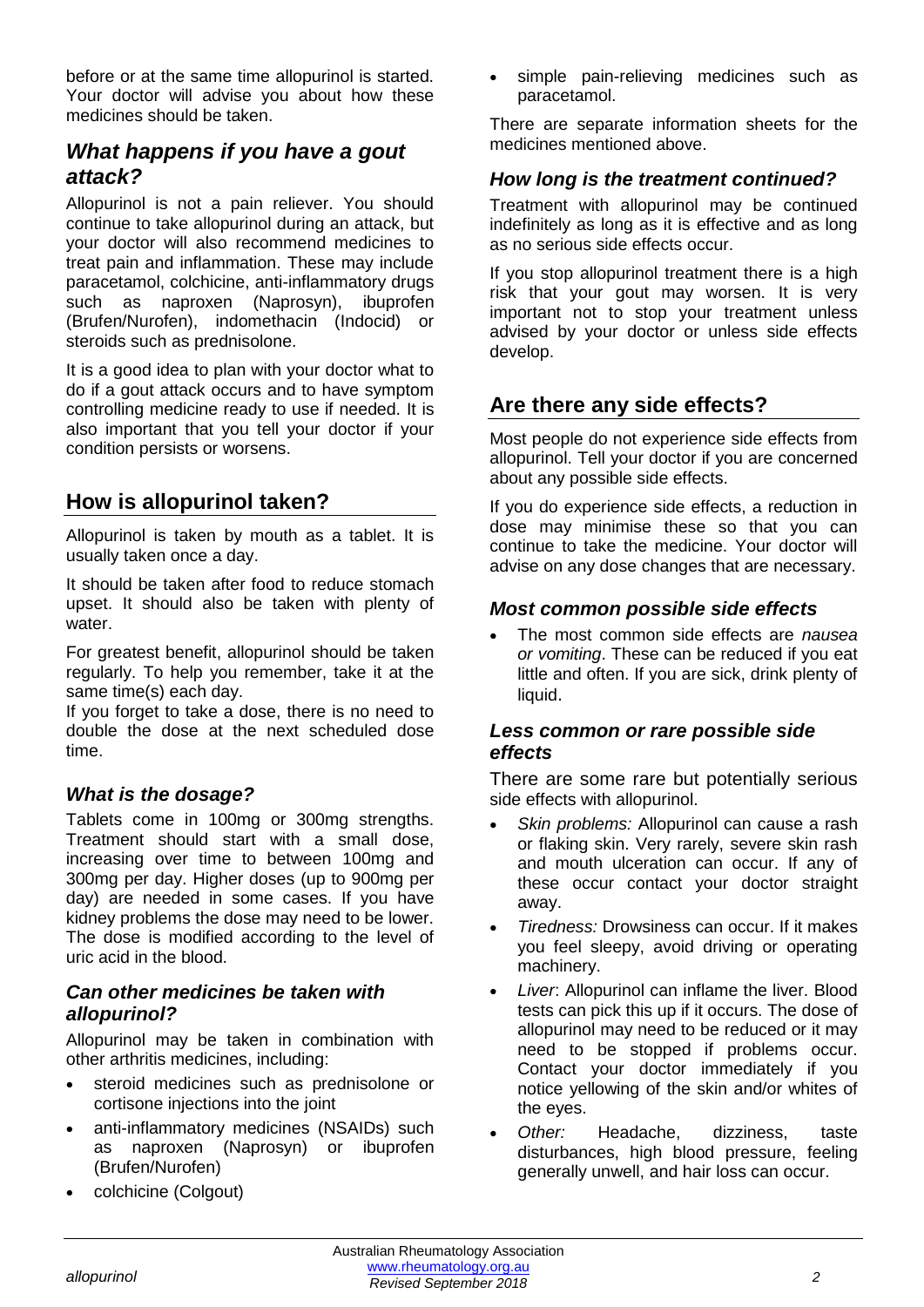before or at the same time allopurinol is started. Your doctor will advise you about how these medicines should be taken.

### *What happens if you have a gout attack?*

Allopurinol is not a pain reliever. You should continue to take allopurinol during an attack, but your doctor will also recommend medicines to treat pain and inflammation. These may include paracetamol, colchicine, anti-inflammatory drugs such as naproxen (Naprosyn), ibuprofen (Brufen/Nurofen), indomethacin (Indocid) or steroids such as prednisolone.

It is a good idea to plan with your doctor what to do if a gout attack occurs and to have symptom controlling medicine ready to use if needed. It is also important that you tell your doctor if your condition persists or worsens.

## How is allopurinol taken?

Allopurinol is taken by mouth as a tablet. It is usually taken once a day.

It should be taken after food to reduce stomach upset. It should also be taken with plenty of water.

For greatest benefit, allopurinol should be taken regularly. To help you remember, take it at the same time(s) each day.

If you forget to take a dose, there is no need to double the dose at the next scheduled dose time.

### *What is the dosage?*

Tablets come in 100mg or 300mg strengths. Treatment should start with a small dose, increasing over time to between 100mg and 300mg per day. Higher doses (up to 900mg per day) are needed in some cases. If you have kidney problems the dose may need to be lower. The dose is modified according to the level of uric acid in the blood.

### *Can other medicines be taken with allopurinol?*

Allopurinol may be taken in combination with other arthritis medicines, including:

- steroid medicines such as prednisolone or cortisone injections into the joint
- anti-inflammatory medicines (NSAIDs) such as naproxen (Naprosyn) or ibuprofen (Brufen/Nurofen)
- colchicine (Colgout)
- simple pain-relieving medicines such as paracetamol.

There are separate information sheets for the medicines mentioned above.

### *How long is the treatment continued?*

Treatment with allopurinol may be continued indefinitely as long as it is effective and as long as no serious side effects occur.

If you stop allopurinol treatment there is a high risk that your gout may worsen. It is very important not to stop your treatment unless advised by your doctor or unless side effects develop.

## Are there any side effects?

Most people do not experience side effects from allopurinol. Tell your doctor if you are concerned about any possible side effects.

If you do experience side effects, a reduction in dose may minimise these so that you can continue to take the medicine. Your doctor will advise on any dose changes that are necessary.

### *Most common possible side effects*

- The most common side effects are *nausea or vomiting*. These can be reduced if you eat little and often. If you are sick, drink plenty of liquid.

### *Less common or rare possible side effects*

There are some rare but potentially serious side effects with allopurinol.

- *Skin problems:* Allopurinol can cause a rash or flaking skin. Very rarely, severe skin rash and mouth ulceration can occur. If any of these occur contact your doctor straight away.
- *Tiredness:* Drowsiness can occur. If it makes you feel sleepy, avoid driving or operating machinery.
- *Liver*: Allopurinol can inflame the liver. Blood tests can pick this up if it occurs. The dose of allopurinol may need to be reduced or it may need to be stopped if problems occur. Contact your doctor immediately if you notice yellowing of the skin and/or whites of the eyes.
- *Other:* Headache, dizziness, taste disturbances, high blood pressure, feeling generally unwell, and hair loss can occur.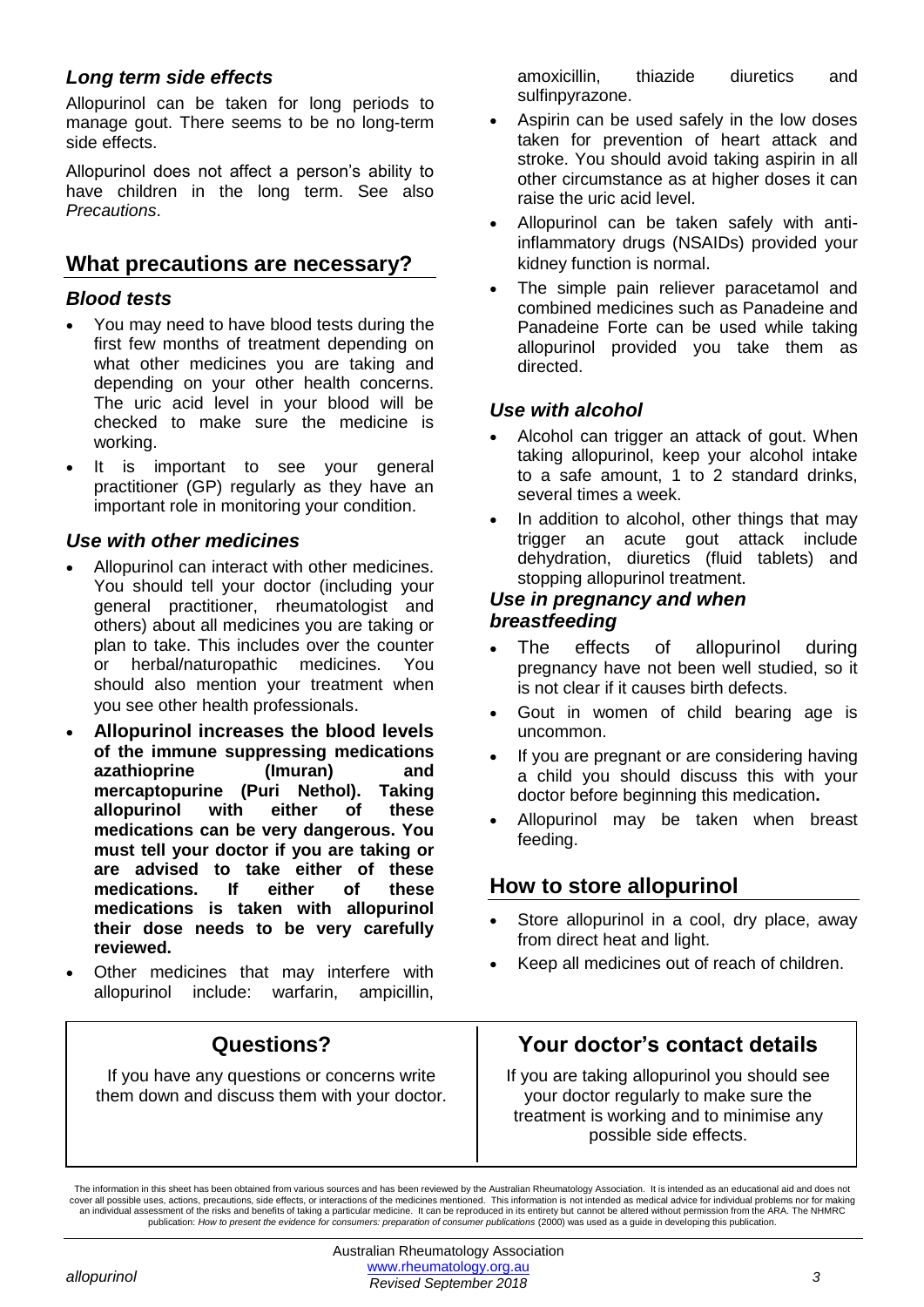### *Long term side effects*

Allopurinol can be taken for long periods to manage gout. There seems to be no long-term side effects.

Allopurinol does not affect a person's ability to have children in the long term. See also *Precautions*.

## What precautions are necessary?

### *Blood tests*

- You may need to have blood tests during the first few months of treatment depending on what other medicines you are taking and depending on your other health concerns. The uric acid level in your blood will be checked to make sure the medicine is working.
- It is important to see your general practitioner (GP) regularly as they have an important role in monitoring your condition.

### *Use with other medicines*

- Allopurinol can interact with other medicines. You should tell your doctor (including your general practitioner, rheumatologist and others) about all medicines you are taking or plan to take. This includes over the counter or herbal/naturopathic medicines. You should also mention your treatment when you see other health professionals.
- **Allopurinol increases the blood levels of the immune suppressing medications azathioprine (Imuran) and mercaptopurine (Puri Nethol). Taking allopurinol with either of these medications can be very dangerous. You must tell your doctor if you are taking or are advised to take either of these medications. If either of these medications is taken with allopurinol their dose needs to be very carefully reviewed.**
- Other medicines that may interfere with allopurinol include: warfarin, ampicillin, amoxicillin, thiazide diuretics and sulfinpyrazone.
- Aspirin can be used safely in the low doses taken for prevention of heart attack and stroke. You should avoid taking aspirin in all other circumstance as at higher doses it can raise the uric acid level.
- Allopurinol can be taken safely with anti-inflammatory drugs (NSAIDs) provided your kidney function is normal.
- The simple pain reliever paracetamol and combined medicines such as Panadeine and Panadeine Forte can be used while taking allopurinol provided you take them as directed.

### *Use with alcohol*

- Alcohol can trigger an attack of gout. When taking allopurinol, keep your alcohol intake to a safe amount, 1 to 2 standard drinks, several times a week.
- In addition to alcohol, other things that may trigger an acute gout attack include dehydration, diuretics (fluid tablets) and stopping allopurinol treatment.

### *Use in pregnancy and when breastfeeding*

- The effects of allopurinol during pregnancy have not been well studied, so it is not clear if it causes birth defects.
- Gout in women of child bearing age is uncommon.
- If you are pregnant or are considering having a child you should discuss this with your doctor before beginning this medication**.**
- Allopurinol may be taken when breast feeding.

## How to store allopurinol

- Store allopurinol in a cool, dry place, away from direct heat and light.
- Keep all medicines out of reach of children.

## Questions?

If you have any questions or concerns write them down and discuss them with your doctor.

## Your doctor's contact details

If you are taking allopurinol you should see your doctor regularly to make sure the treatment is working and to minimise any possible side effects.

The information in this sheet has been obtained from various sources and has been reviewed by the Australian Rheumatology Association. It is intended as an educational aid and does not cover all possible uses, actions, precautions, side effects, or interactions of the medicines mentioned. This information is not intended as medical advice for individual problems nor for making an individual assessment of the risks and benefits of taking a particular medicine. It can be reproduced in its entirety but cannot be altered without permission from the ARA. The NHMRC publication: *How to present the evidence for consumers: preparation of consumer publications* (2000) was used as a guide in developing this publication.

Australian Rheumatology Association
www.rheumatology.org.au
*Revised September 2018*